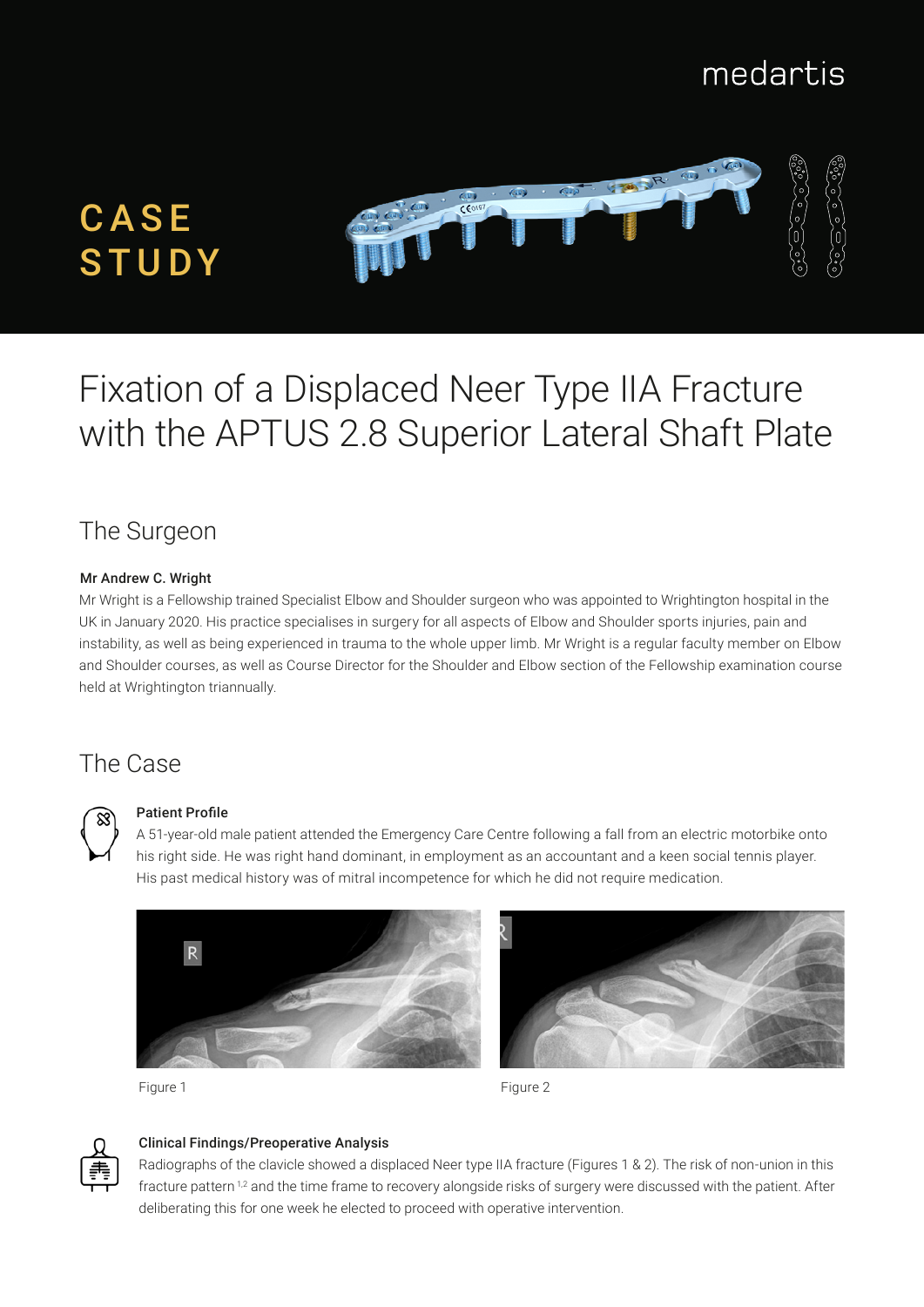medartis

# CASE STUDY

# Fixation of a Displaced Neer Type IIA Fracture with the APTUS 2.8 Superior Lateral Shaft Plate

## The Surgeon

**Mr Andrew C. Wright**

Mr Wright is a Fellowship trained Specialist Elbow and Shoulder surgeon who was appointed to Wrightington hospital in the UK in January 2020. His practice specialises in surgery for all aspects of Elbow and Shoulder sports injuries, pain and instability, as well as being experienced in trauma to the whole upper limb. Mr Wright is a regular faculty member on Elbow and Shoulder courses, as well as Course Director for the Shoulder and Elbow section of the Fellowship examination course held at Wrightington triannually.

## The Case

**Patient Profile**

A 51-year-old male patient attended the Emergency Care Centre following a fall from an electric motorbike onto his right side. He was right hand dominant, in employment as an accountant and a keen social tennis player. His past medical history was of mitral incompetence for which he did not require medication.

Figure 1

Figure 2

**Clinical Findings/Preoperative Analysis**

Radiographs of the clavicle showed a displaced Neer type IIA fracture (Figures 1 & 2). The risk of non-union in this fracture pattern [1,2] and the time frame to recovery alongside risks of surgery were discussed with the patient. After deliberating this for one week he elected to proceed with operative intervention.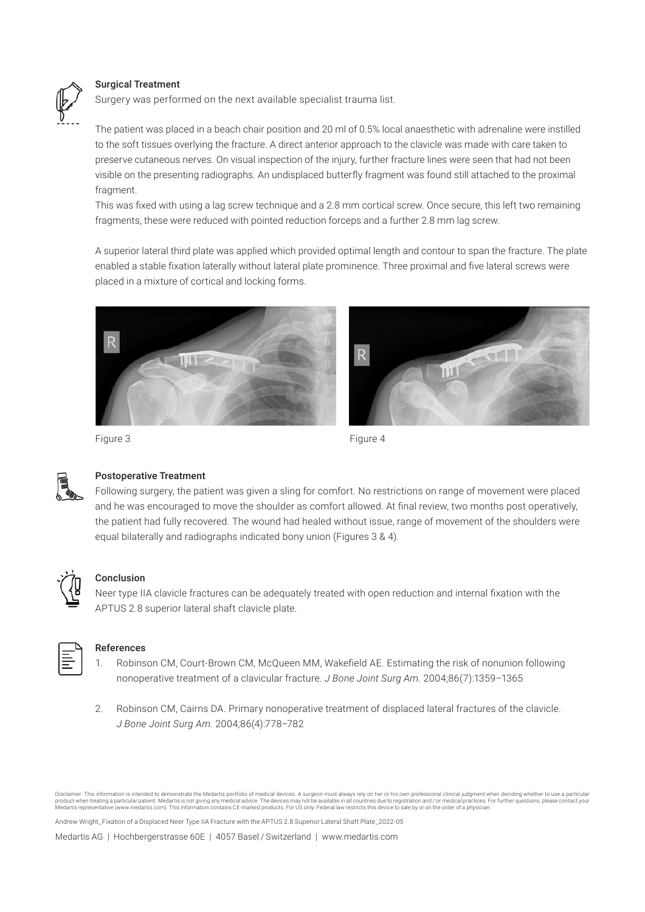## Surgical Treatment

Surgery was performed on the next available specialist trauma list.

The patient was placed in a beach chair position and 20 ml of 0.5% local anaesthetic with adrenaline were instilled to the soft tissues overlying the fracture. A direct anterior approach to the clavicle was made with care taken to preserve cutaneous nerves. On visual inspection of the injury, further fracture lines were seen that had not been visible on the presenting radiographs. An undisplaced butterfly fragment was found still attached to the proximal fragment.
This was fixed with using a lag screw technique and a 2.8 mm cortical screw. Once secure, this left two remaining fragments, these were reduced with pointed reduction forceps and a further 2.8 mm lag screw.

A superior lateral third plate was applied which provided optimal length and contour to span the fracture. The plate enabled a stable fixation laterally without lateral plate prominence. Three proximal and five lateral screws were placed in a mixture of cortical and locking forms.

Figure 3

Figure 4

## Postoperative Treatment

Following surgery, the patient was given a sling for comfort. No restrictions on range of movement were placed and he was encouraged to move the shoulder as comfort allowed. At final review, two months post operatively, the patient had fully recovered. The wound had healed without issue, range of movement of the shoulders were equal bilaterally and radiographs indicated bony union (Figures 3 & 4).

## Conclusion

Neer type IIA clavicle fractures can be adequately treated with open reduction and internal fixation with the APTUS 2.8 superior lateral shaft clavicle plate.

## References

1. Robinson CM, Court-Brown CM, McQueen MM, Wakefield AE. Estimating the risk of nonunion following nonoperative treatment of a clavicular fracture. *J Bone Joint Surg Am.* 2004;86(7):1359–1365
2. Robinson CM, Cairns DA. Primary nonoperative treatment of displaced lateral fractures of the clavicle. *J Bone Joint Surg Am.* 2004;86(4):778–782

Disclaimer: This information is intended to demonstrate the Medartis portfolio of medical devices. A surgeon must always rely on her or his own professional clinical judgment when deciding whether to use a particular product when treating a particular patient. Medartis is not giving any medical advice. The devices may not be available in all countries due to registration and / or medical practices. For further questions, please contact your Medartis representative (www.medartis.com). This information contains CE-marked products. For US only: Federal law restricts this device to sale by or on the order of a physician.

Andrew Wright_Fixation of a Displaced Neer Type IIA Fracture with the APTUS 2.8 Superior Lateral Shaft Plate_2022-05

Medartis AG | Hochbergerstrasse 60E | 4057 Basel / Switzerland | www.medartis.com